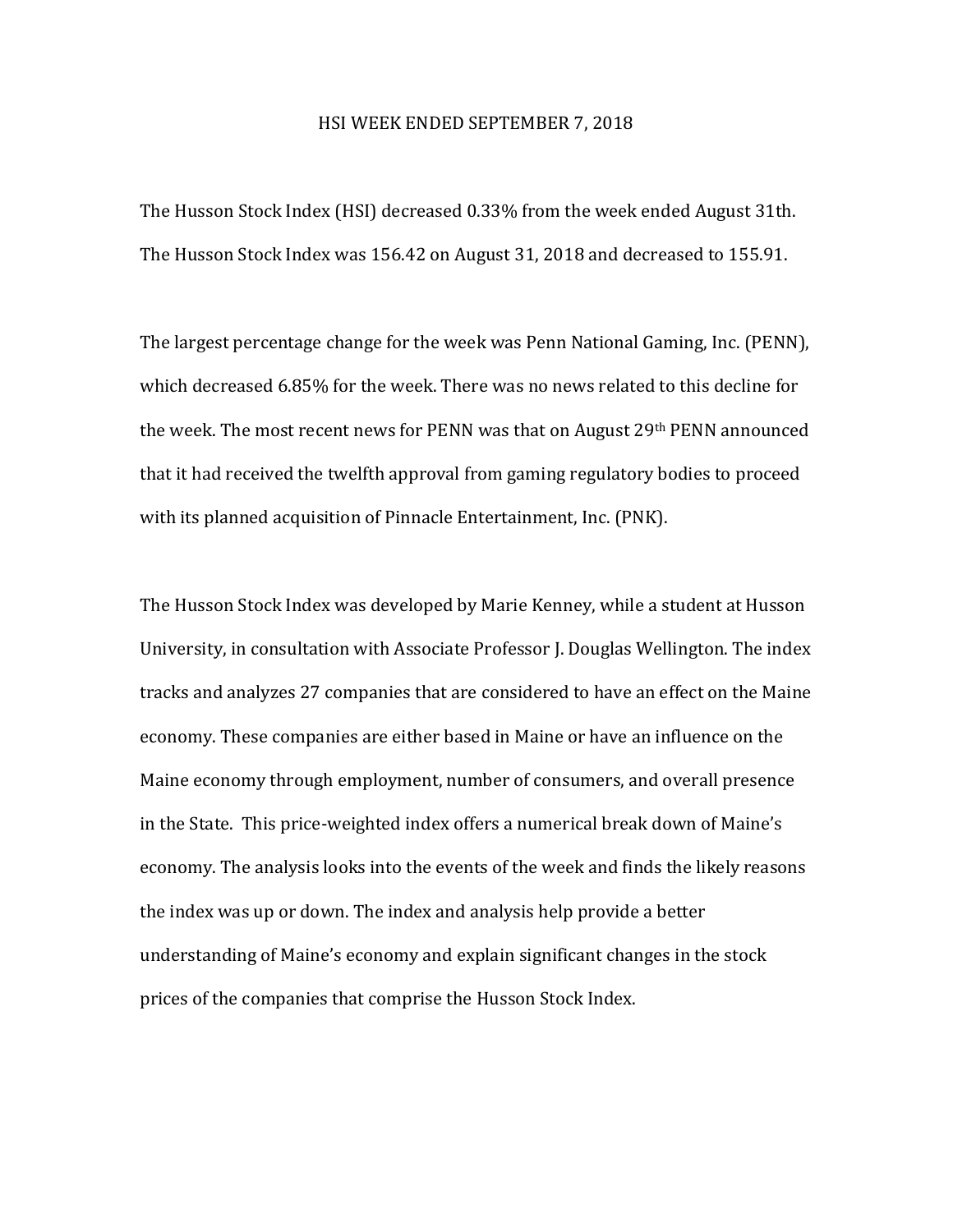# HSI WEEK ENDED SEPTEMBER 7, 2018

The Husson Stock Index (HSI) decreased 0.33% from the week ended August 31th. The Husson Stock Index was 156.42 on August 31, 2018 and decreased to 155.91.

The largest percentage change for the week was Penn National Gaming, Inc. (PENN), which decreased 6.85% for the week. There was no news related to this decline for the week. The most recent news for PENN was that on August 29th PENN announced that it had received the twelfth approval from gaming regulatory bodies to proceed with its planned acquisition of Pinnacle Entertainment, Inc. (PNK).

The Husson Stock Index was developed by Marie Kenney, while a student at Husson University, in consultation with Associate Professor J. Douglas Wellington. The index tracks and analyzes 27 companies that are considered to have an effect on the Maine economy. These companies are either based in Maine or have an influence on the Maine economy through employment, number of consumers, and overall presence in the State. This price-weighted index offers a numerical break down of Maine's economy. The analysis looks into the events of the week and finds the likely reasons the index was up or down. The index and analysis help provide a better understanding of Maine's economy and explain significant changes in the stock prices of the companies that comprise the Husson Stock Index.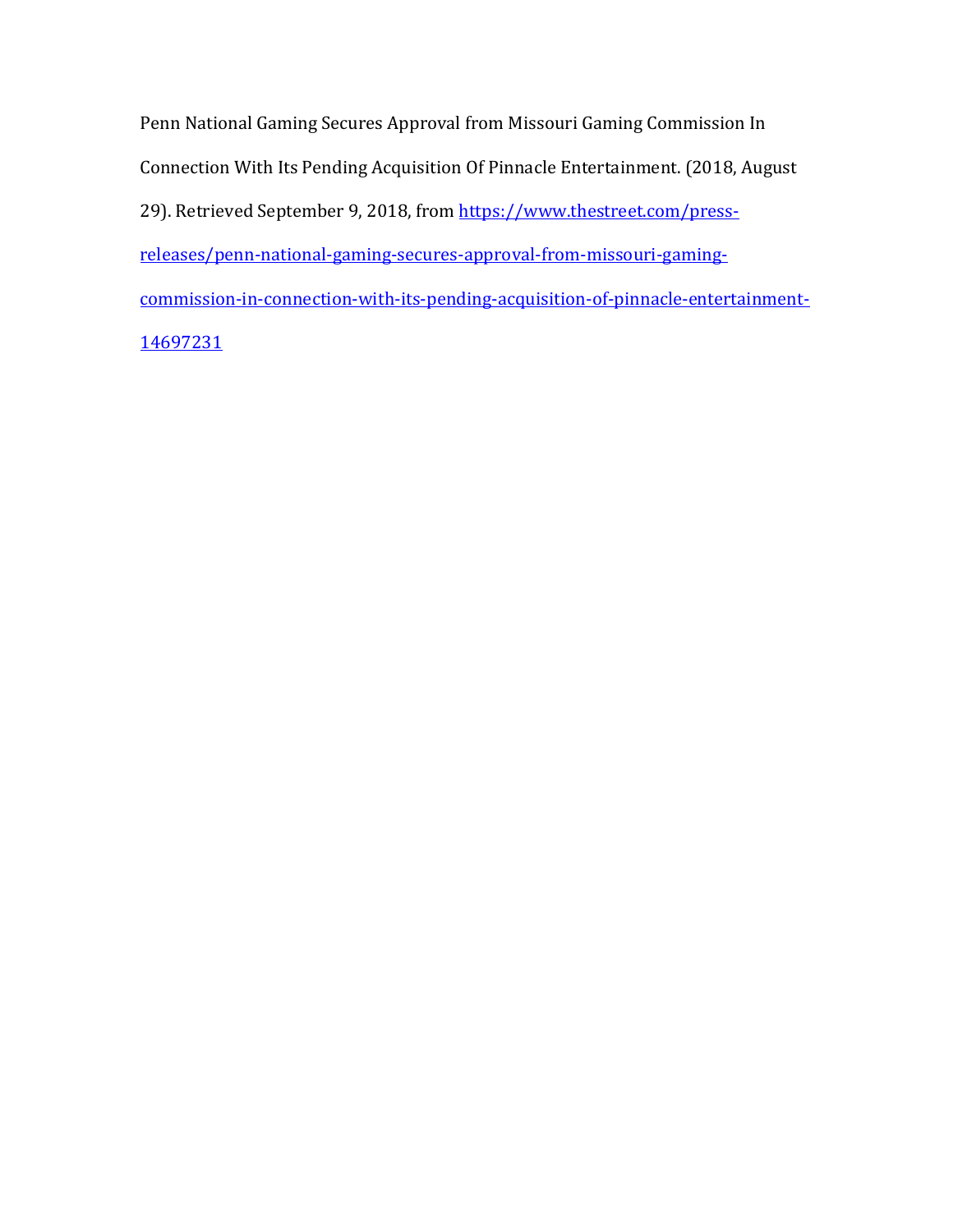Penn National Gaming Secures Approval from Missouri Gaming Commission In Connection With Its Pending Acquisition Of Pinnacle Entertainment. (2018, August 29). Retrieved September 9, 2018, from https://www.thestreet.com/press-releases/penn-national-gaming-secures-approval-from-missouri-gaming-commission-in-connection-with-its-pending-acquisition-of-pinnacle-entertainment-14697231